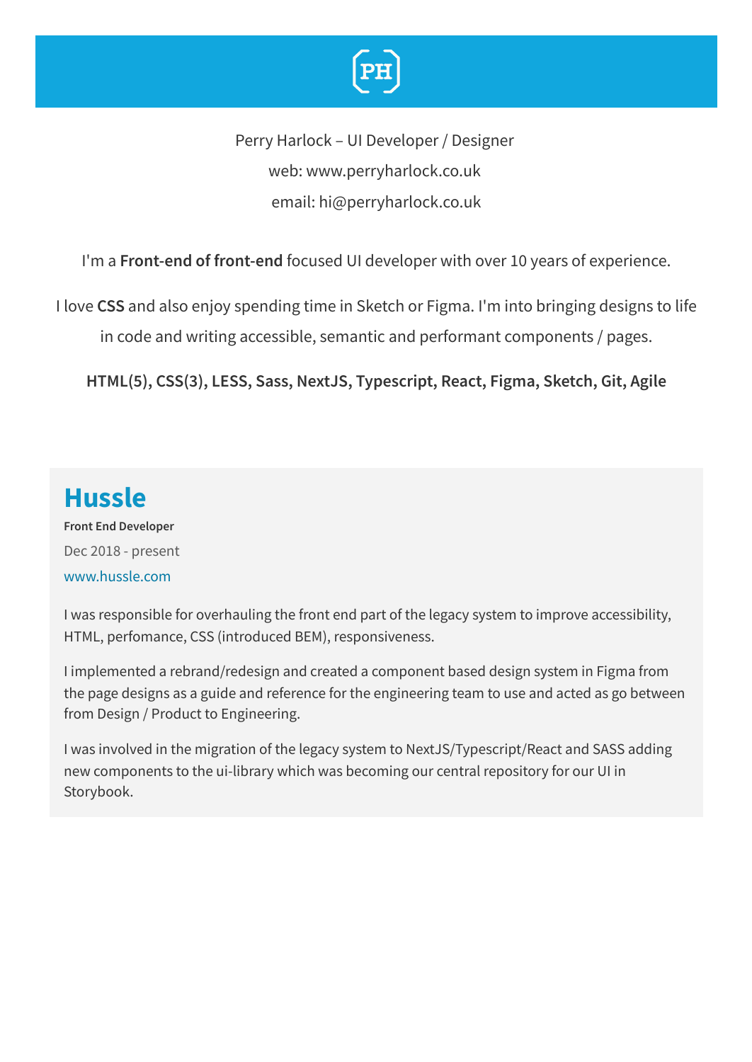PH

Perry Harlock – UI Developer / Designer

web: www.perryharlock.co.uk

email: hi@perryharlock.co.uk

I'm a **Front-end of front-end** focused UI developer with over 10 years of experience.

I love **CSS** and also enjoy spending time in Sketch or Figma. I'm into bringing designs to life in code and writing accessible, semantic and performant components / pages.

**HTML(5), CSS(3), LESS, Sass, NextJS, Typescript, React, Figma, Sketch, Git, Agile**

## Hussle

**Front End Developer**

Dec 2018 - present

www.hussle.com

I was responsible for overhauling the front end part of the legacy system to improve accessibility, HTML, perfomance, CSS (introduced BEM), responsiveness.

I implemented a rebrand/redesign and created a component based design system in Figma from the page designs as a guide and reference for the engineering team to use and acted as go between from Design / Product to Engineering.

I was involved in the migration of the legacy system to NextJS/Typescript/React and SASS adding new components to the ui-library which was becoming our central repository for our UI in Storybook.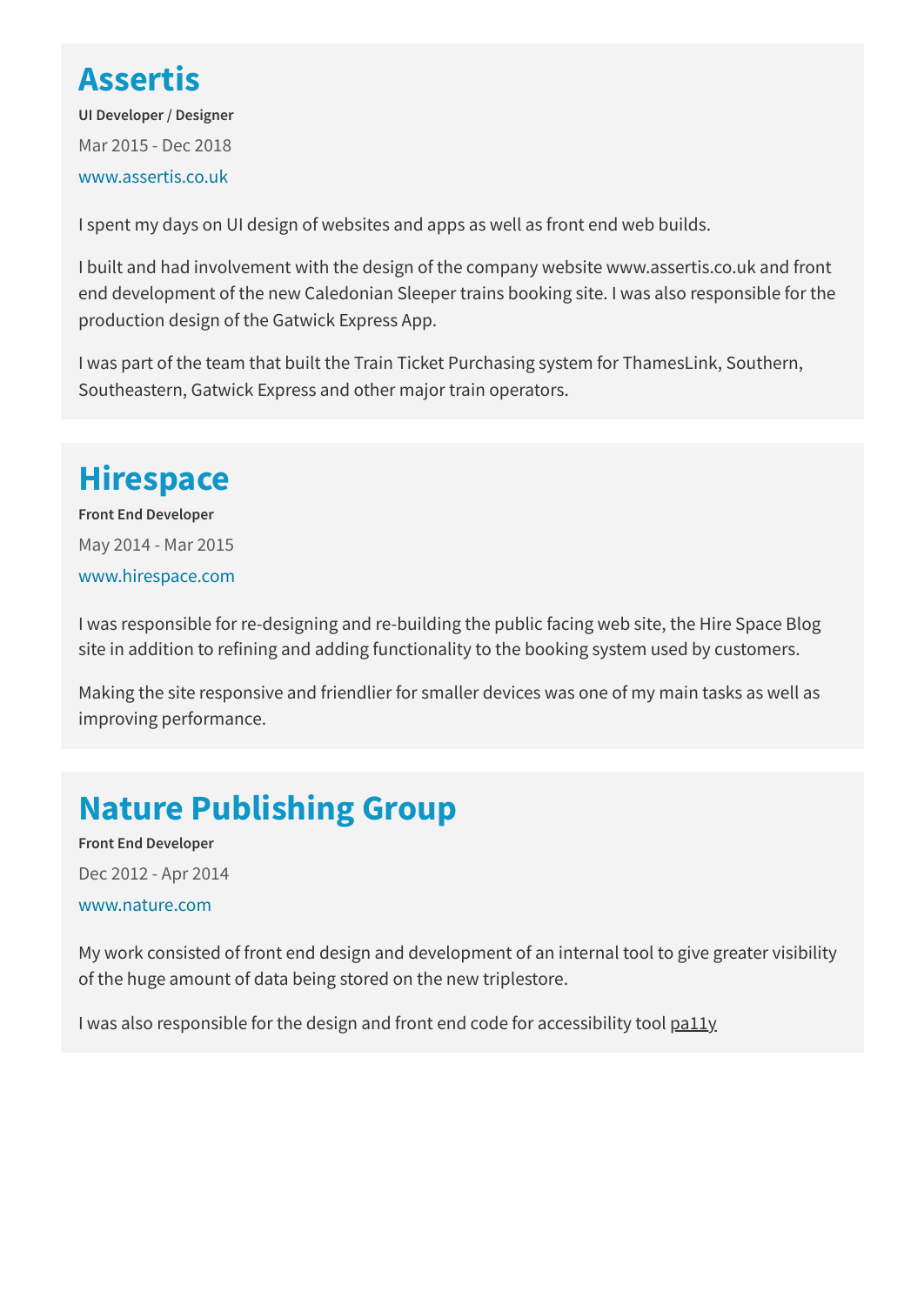## Assertis

**UI Developer / Designer**

Mar 2015 - Dec 2018

www.assertis.co.uk

I spent my days on UI design of websites and apps as well as front end web builds.

I built and had involvement with the design of the company website www.assertis.co.uk and front end development of the new Caledonian Sleeper trains booking site. I was also responsible for the production design of the Gatwick Express App.

I was part of the team that built the Train Ticket Purchasing system for ThamesLink, Southern, Southeastern, Gatwick Express and other major train operators.

## Hirespace

**Front End Developer**

May 2014 - Mar 2015

www.hirespace.com

I was responsible for re-designing and re-building the public facing web site, the Hire Space Blog site in addition to refining and adding functionality to the booking system used by customers.

Making the site responsive and friendlier for smaller devices was one of my main tasks as well as improving performance.

## Nature Publishing Group

**Front End Developer**

Dec 2012 - Apr 2014

www.nature.com

My work consisted of front end design and development of an internal tool to give greater visibility of the huge amount of data being stored on the new triplestore.

I was also responsible for the design and front end code for accessibility tool pa11y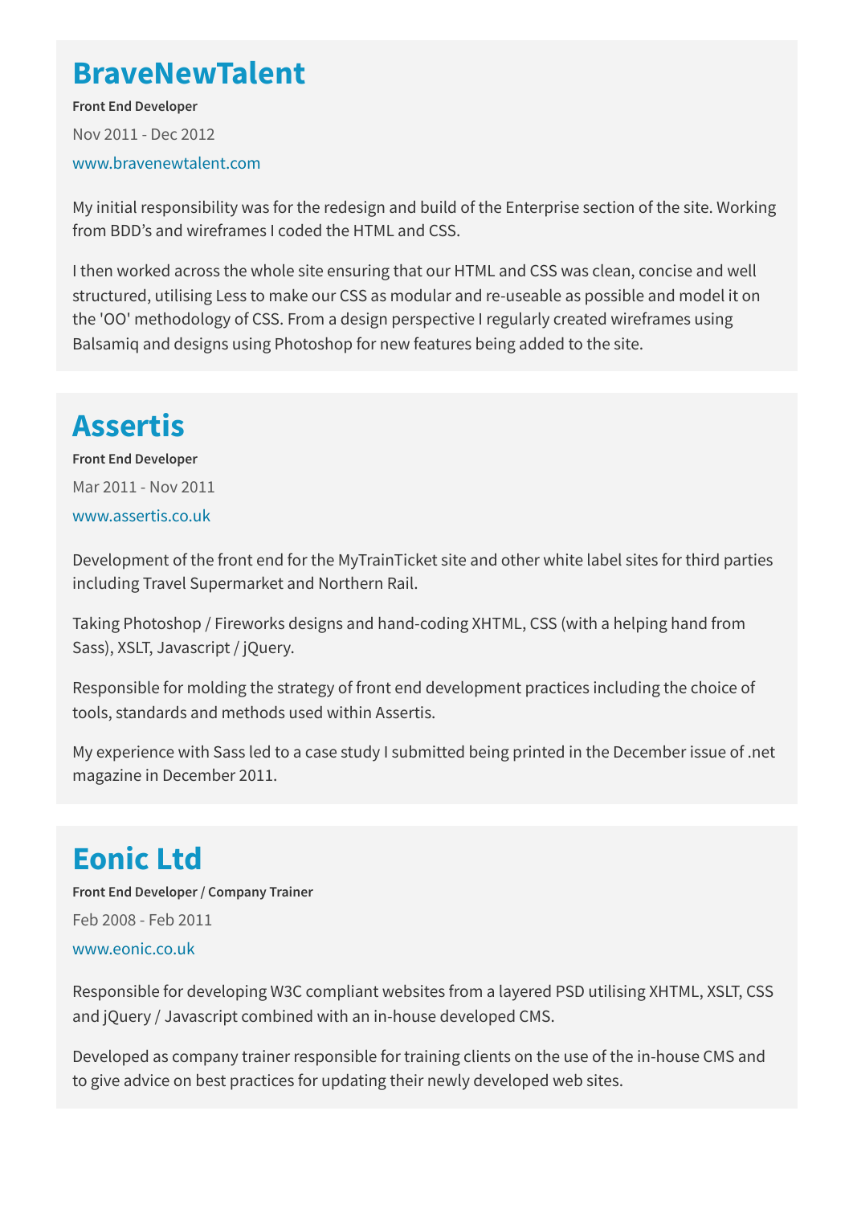## BraveNewTalent

**Front End Developer**

Nov 2011 - Dec 2012

www.bravenewtalent.com

My initial responsibility was for the redesign and build of the Enterprise section of the site. Working from BDD’s and wireframes I coded the HTML and CSS.

I then worked across the whole site ensuring that our HTML and CSS was clean, concise and well structured, utilising Less to make our CSS as modular and re-useable as possible and model it on the 'OO' methodology of CSS. From a design perspective I regularly created wireframes using Balsamiq and designs using Photoshop for new features being added to the site.

## Assertis

**Front End Developer**

Mar 2011 - Nov 2011

www.assertis.co.uk

Development of the front end for the MyTrainTicket site and other white label sites for third parties including Travel Supermarket and Northern Rail.

Taking Photoshop / Fireworks designs and hand-coding XHTML, CSS (with a helping hand from Sass), XSLT, Javascript / jQuery.

Responsible for molding the strategy of front end development practices including the choice of tools, standards and methods used within Assertis.

My experience with Sass led to a case study I submitted being printed in the December issue of .net magazine in December 2011.

## Eonic Ltd

**Front End Developer / Company Trainer**

Feb 2008 - Feb 2011

www.eonic.co.uk

Responsible for developing W3C compliant websites from a layered PSD utilising XHTML, XSLT, CSS and jQuery / Javascript combined with an in-house developed CMS.

Developed as company trainer responsible for training clients on the use of the in-house CMS and to give advice on best practices for updating their newly developed web sites.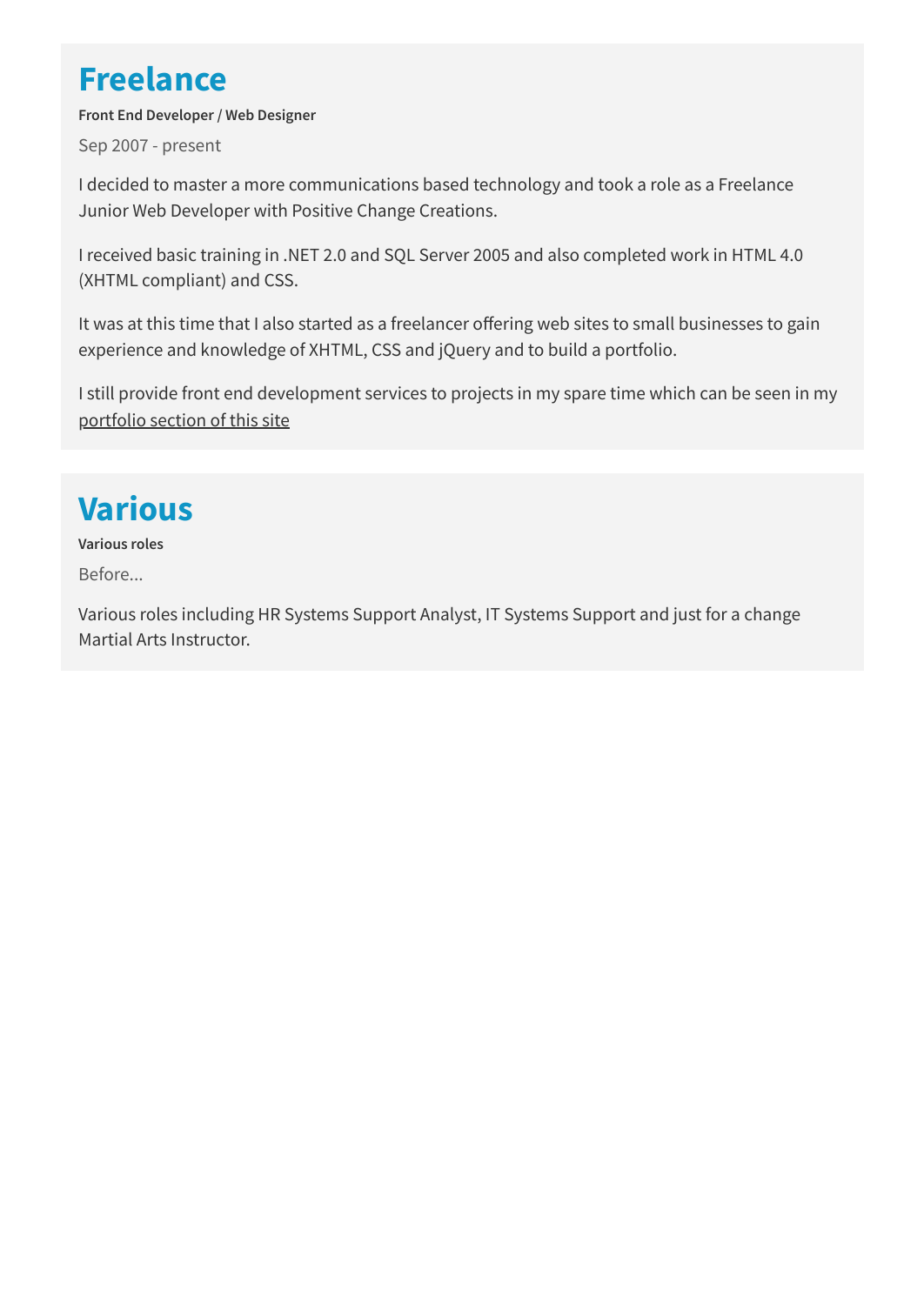## Freelance

**Front End Developer / Web Designer**

Sep 2007 - present

I decided to master a more communications based technology and took a role as a Freelance Junior Web Developer with Positive Change Creations.

I received basic training in .NET 2.0 and SQL Server 2005 and also completed work in HTML 4.0 (XHTML compliant) and CSS.

It was at this time that I also started as a freelancer offering web sites to small businesses to gain experience and knowledge of XHTML, CSS and jQuery and to build a portfolio.

I still provide front end development services to projects in my spare time which can be seen in my portfolio section of this site

## Various

**Various roles**

Before...

Various roles including HR Systems Support Analyst, IT Systems Support and just for a change Martial Arts Instructor.